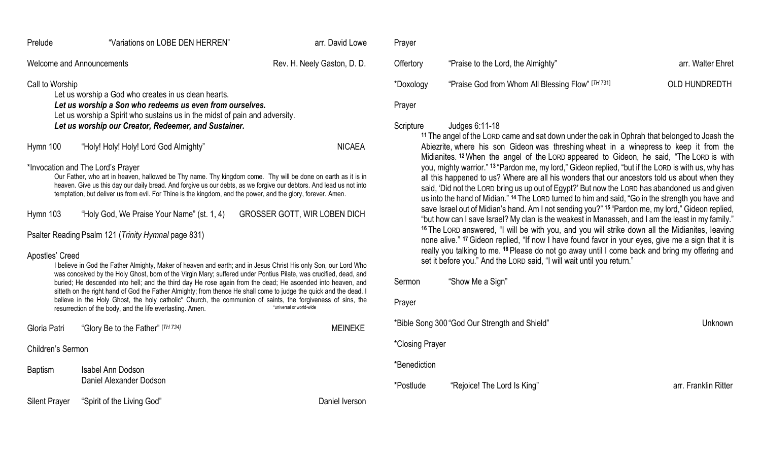Prelude "Variations on LOBE DEN HERREN" arr. David Lowe

Welcome and Announcements Rev. H. Neely Gaston, D. D.

Call to Worship

Let us worship a God who creates in us clean hearts.
***Let us worship a Son who redeems us even from ourselves.***
Let us worship a Spirit who sustains us in the midst of pain and adversity.
***Let us worship our Creator, Redeemer, and Sustainer.***

Hymn 100 "Holy! Holy! Holy! Lord God Almighty" NICAEA

*Invocation and The Lord's Prayer

Our Father, who art in heaven, hallowed be Thy name. Thy kingdom come. Thy will be done on earth as it is in heaven. Give us this day our daily bread. And forgive us our debts, as we forgive our debtors. And lead us not into temptation, but deliver us from evil. For Thine is the kingdom, and the power, and the glory, forever. Amen.

Hymn 103 "Holy God, We Praise Your Name" (st. 1, 4) GROSSER GOTT, WIR LOBEN DICH

Psalter Reading Psalm 121 (*Trinity Hymnal* page 831)

Apostles' Creed

I believe in God the Father Almighty, Maker of heaven and earth; and in Jesus Christ His only Son, our Lord Who was conceived by the Holy Ghost, born of the Virgin Mary; suffered under Pontius Pilate, was crucified, dead, and buried; He descended into hell; and the third day He rose again from the dead; He ascended into heaven, and sitteth on the right hand of God the Father Almighty; from thence He shall come to judge the quick and the dead. I believe in the Holy Ghost, the holy catholic* Church, the communion of saints, the forgiveness of sins, the resurrection of the body, and the life everlasting. Amen.

*universal or world-wide

Gloria Patri "Glory Be to the Father" [*TH 734*] MEINEKE

Children's Sermon

Baptism Isabel Ann Dodson
Daniel Alexander Dodson

Silent Prayer "Spirit of the Living God" Daniel Iverson

Prayer

Offertory "Praise to the Lord, the Almighty" arr. Walter Ehret

*Doxology "Praise God from Whom All Blessing Flow" [*TH 731*] OLD HUNDREDTH

Prayer

Scripture Judges 6:11-18

[11] The angel of the LORD came and sat down under the oak in Ophrah that belonged to Joash the Abiezrite, where his son Gideon was threshing wheat in a winepress to keep it from the Midianites. [12] When the angel of the LORD appeared to Gideon, he said, "The LORD is with you, mighty warrior." [13] "Pardon me, my lord," Gideon replied, "but if the LORD is with us, why has all this happened to us? Where are all his wonders that our ancestors told us about when they said, 'Did not the LORD bring us up out of Egypt?' But now the LORD has abandoned us and given us into the hand of Midian." [14] The LORD turned to him and said, "Go in the strength you have and save Israel out of Midian's hand. Am I not sending you?" [15] "Pardon me, my lord," Gideon replied, "but how can I save Israel? My clan is the weakest in Manasseh, and I am the least in my family." [16] The LORD answered, "I will be with you, and you will strike down all the Midianites, leaving none alive." [17] Gideon replied, "If now I have found favor in your eyes, give me a sign that it is really you talking to me. [18] Please do not go away until I come back and bring my offering and set it before you." And the LORD said, "I will wait until you return."

Sermon "Show Me a Sign"

Prayer

*Bible Song 300 "God Our Strength and Shield" Unknown

*Closing Prayer

*Benediction

*Postlude "Rejoice! The Lord Is King" arr. Franklin Ritter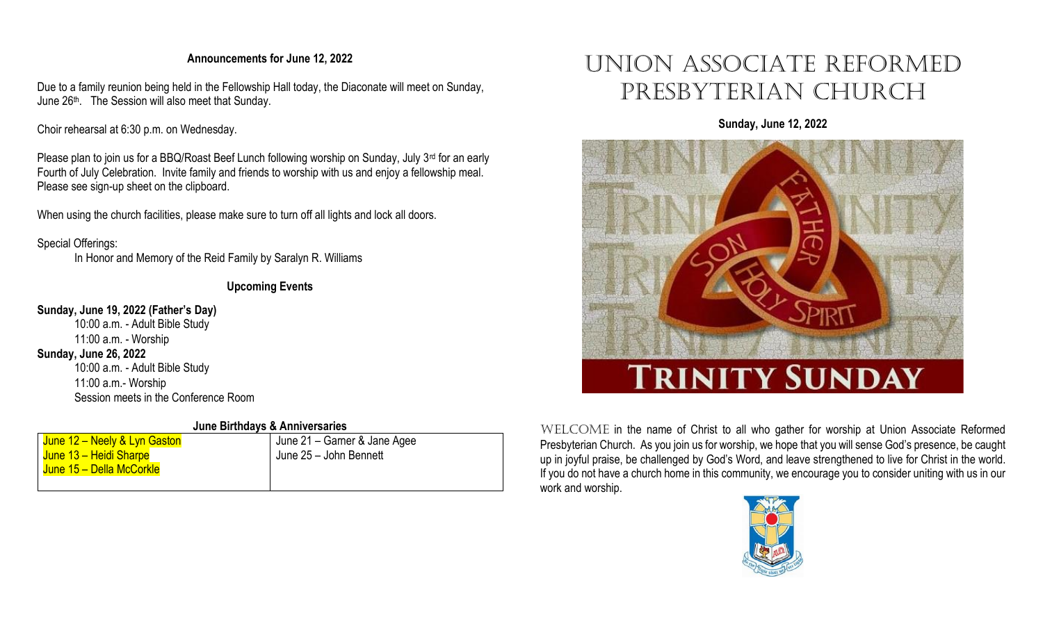**Announcements for June 12, 2022**

Due to a family reunion being held in the Fellowship Hall today, the Diaconate will meet on Sunday, June 26th. The Session will also meet that Sunday.

Choir rehearsal at 6:30 p.m. on Wednesday.

Please plan to join us for a BBQ/Roast Beef Lunch following worship on Sunday, July 3rd for an early Fourth of July Celebration. Invite family and friends to worship with us and enjoy a fellowship meal. Please see sign-up sheet on the clipboard.

When using the church facilities, please make sure to turn off all lights and lock all doors.

Special Offerings:

In Honor and Memory of the Reid Family by Saralyn R. Williams

**Upcoming Events**

**Sunday, June 19, 2022 (Father's Day)**

10:00 a.m. - Adult Bible Study
11:00 a.m. - Worship

**Sunday, June 26, 2022**

10:00 a.m. - Adult Bible Study
11:00 a.m.- Worship
Session meets in the Conference Room

**June Birthdays & Anniversaries**

| | |
|---|---|
| June 12 – Neely & Lyn Gaston<br>June 13 – Heidi Sharpe<br>June 15 – Della McCorkle | June 21 – Garner & Jane Agee<br>June 25 – John Bennett |

# UNION ASSOCIATE REFORMED PRESBYTERIAN CHURCH

**Sunday, June 12, 2022**

TRINITY SUNDAY

WELCOME in the name of Christ to all who gather for worship at Union Associate Reformed Presbyterian Church. As you join us for worship, we hope that you will sense God's presence, be caught up in joyful praise, be challenged by God's Word, and leave strengthened to live for Christ in the world. If you do not have a church home in this community, we encourage you to consider uniting with us in our work and worship.